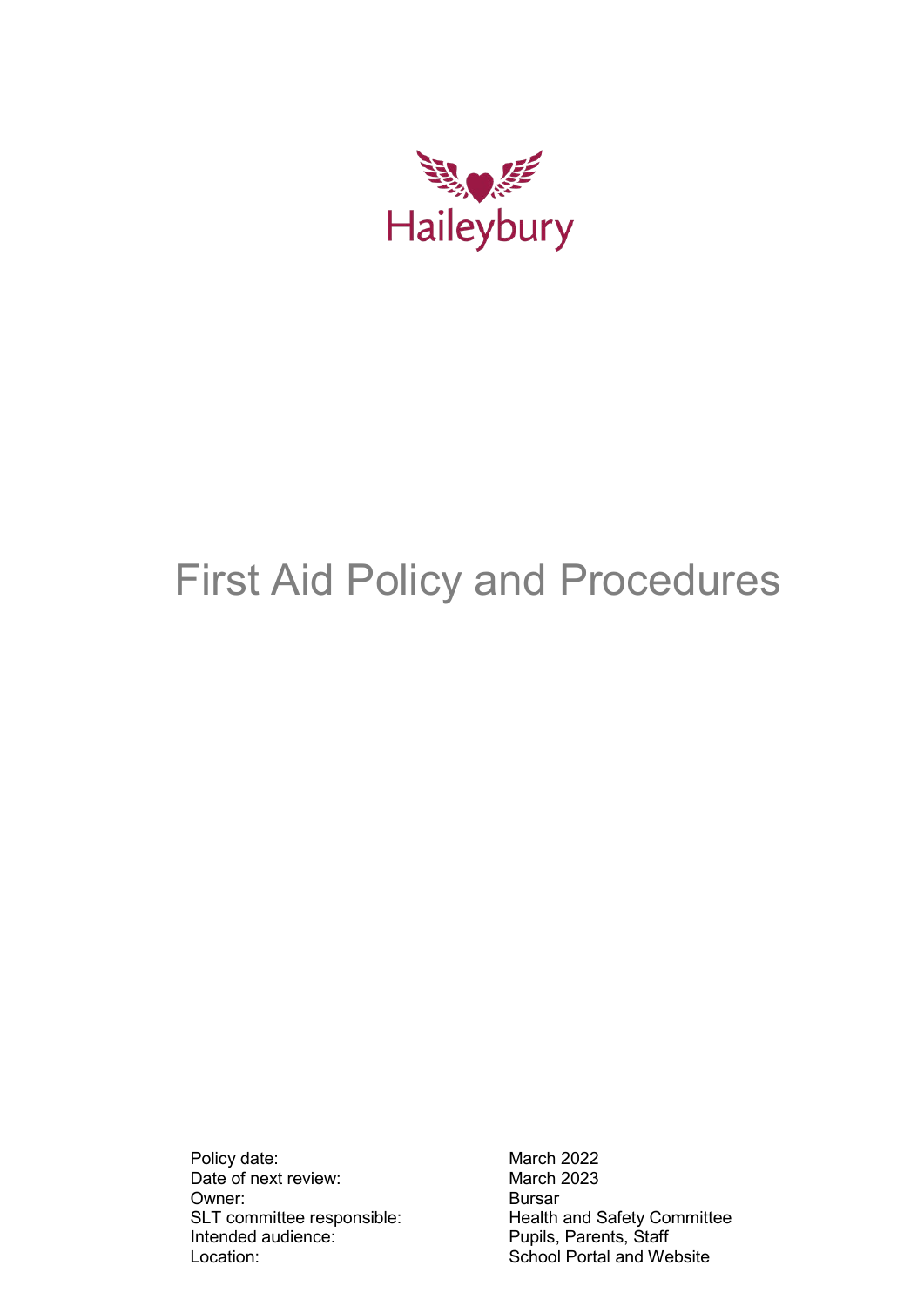Haileybury

# First Aid Policy and Procedures

| | |
|---|---|
| Policy date: | March 2022 |
| Date of next review: | March 2023 |
| Owner: | Bursar |
| SLT committee responsible: | Health and Safety Committee |
| Intended audience: | Pupils, Parents, Staff |
| Location: | School Portal and Website |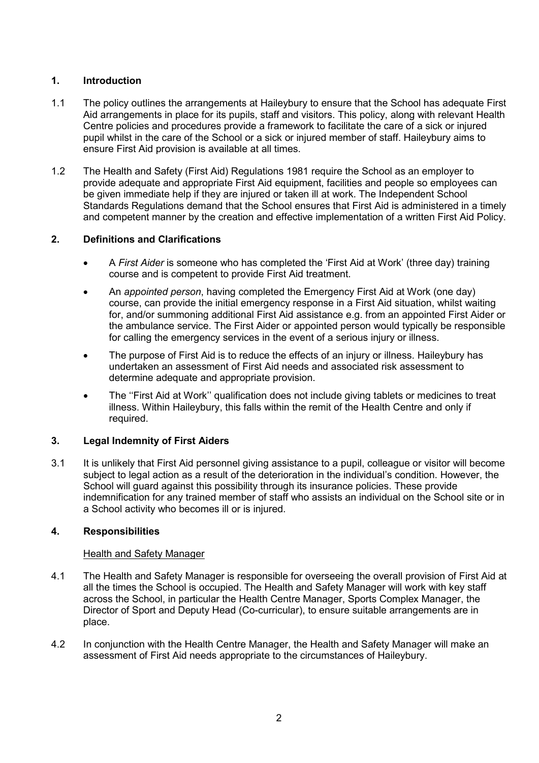## 1. Introduction

1.1 The policy outlines the arrangements at Haileybury to ensure that the School has adequate First Aid arrangements in place for its pupils, staff and visitors. This policy, along with relevant Health Centre policies and procedures provide a framework to facilitate the care of a sick or injured pupil whilst in the care of the School or a sick or injured member of staff. Haileybury aims to ensure First Aid provision is available at all times.

1.2 The Health and Safety (First Aid) Regulations 1981 require the School as an employer to provide adequate and appropriate First Aid equipment, facilities and people so employees can be given immediate help if they are injured or taken ill at work. The Independent School Standards Regulations demand that the School ensures that First Aid is administered in a timely and competent manner by the creation and effective implementation of a written First Aid Policy.

## 2. Definitions and Clarifications

- A *First Aider* is someone who has completed the 'First Aid at Work' (three day) training course and is competent to provide First Aid treatment.
- An *appointed person*, having completed the Emergency First Aid at Work (one day) course, can provide the initial emergency response in a First Aid situation, whilst waiting for, and/or summoning additional First Aid assistance e.g. from an appointed First Aider or the ambulance service. The First Aider or appointed person would typically be responsible for calling the emergency services in the event of a serious injury or illness.
- The purpose of First Aid is to reduce the effects of an injury or illness. Haileybury has undertaken an assessment of First Aid needs and associated risk assessment to determine adequate and appropriate provision.
- The ''First Aid at Work'' qualification does not include giving tablets or medicines to treat illness. Within Haileybury, this falls within the remit of the Health Centre and only if required.

## 3. Legal Indemnity of First Aiders

3.1 It is unlikely that First Aid personnel giving assistance to a pupil, colleague or visitor will become subject to legal action as a result of the deterioration in the individual's condition. However, the School will guard against this possibility through its insurance policies. These provide indemnification for any trained member of staff who assists an individual on the School site or in a School activity who becomes ill or is injured.

## 4. Responsibilities

<u>Health and Safety Manager</u>

4.1 The Health and Safety Manager is responsible for overseeing the overall provision of First Aid at all the times the School is occupied. The Health and Safety Manager will work with key staff across the School, in particular the Health Centre Manager, Sports Complex Manager, the Director of Sport and Deputy Head (Co-curricular), to ensure suitable arrangements are in place.

4.2 In conjunction with the Health Centre Manager, the Health and Safety Manager will make an assessment of First Aid needs appropriate to the circumstances of Haileybury.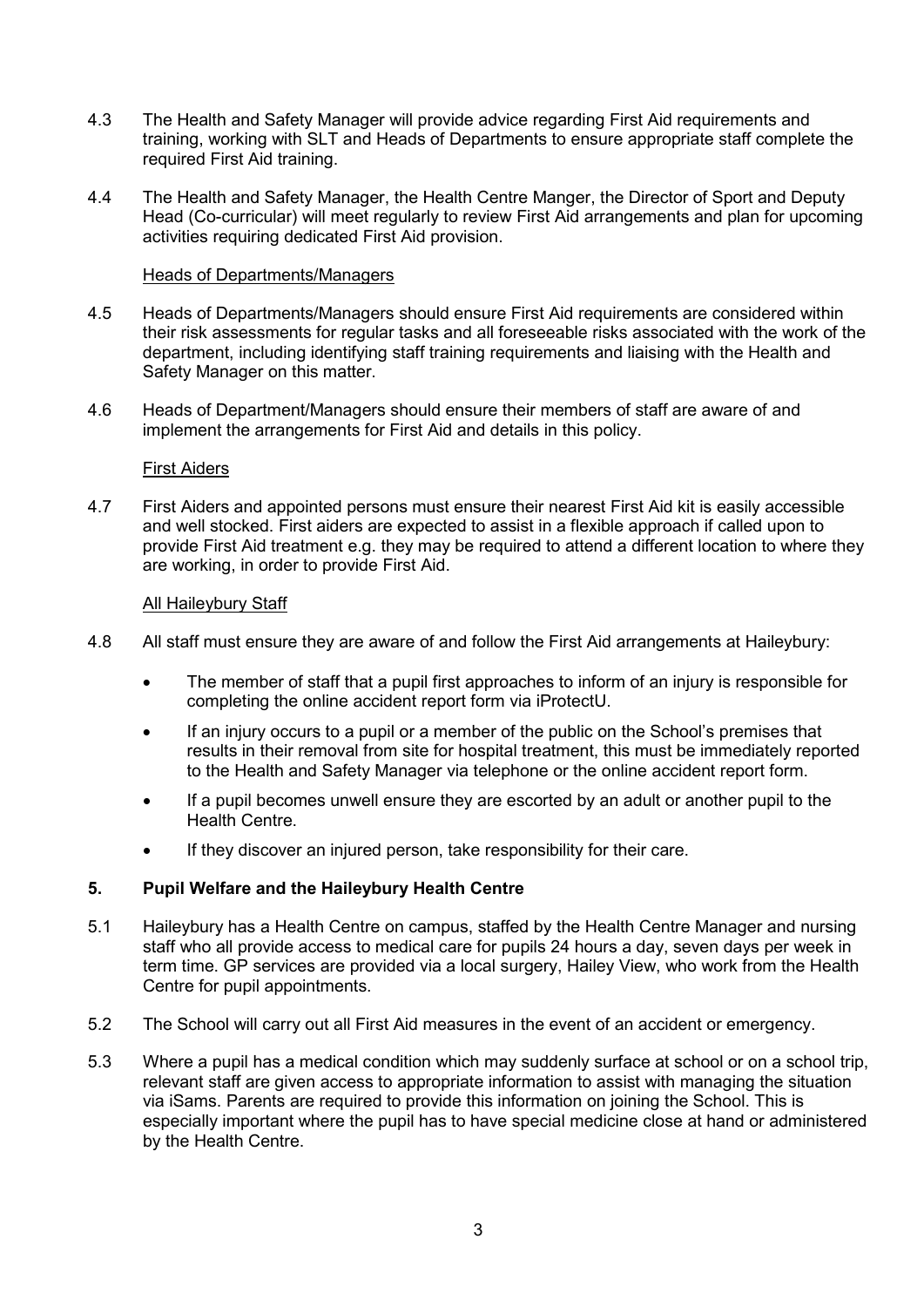4.3 The Health and Safety Manager will provide advice regarding First Aid requirements and training, working with SLT and Heads of Departments to ensure appropriate staff complete the required First Aid training.

4.4 The Health and Safety Manager, the Health Centre Manger, the Director of Sport and Deputy Head (Co-curricular) will meet regularly to review First Aid arrangements and plan for upcoming activities requiring dedicated First Aid provision.

<u>Heads of Departments/Managers</u>

4.5 Heads of Departments/Managers should ensure First Aid requirements are considered within their risk assessments for regular tasks and all foreseeable risks associated with the work of the department, including identifying staff training requirements and liaising with the Health and Safety Manager on this matter.

4.6 Heads of Department/Managers should ensure their members of staff are aware of and implement the arrangements for First Aid and details in this policy.

<u>First Aiders</u>

4.7 First Aiders and appointed persons must ensure their nearest First Aid kit is easily accessible and well stocked. First aiders are expected to assist in a flexible approach if called upon to provide First Aid treatment e.g. they may be required to attend a different location to where they are working, in order to provide First Aid.

<u>All Haileybury Staff</u>

4.8 All staff must ensure they are aware of and follow the First Aid arrangements at Haileybury:

- The member of staff that a pupil first approaches to inform of an injury is responsible for completing the online accident report form via iProtectU.
- If an injury occurs to a pupil or a member of the public on the School's premises that results in their removal from site for hospital treatment, this must be immediately reported to the Health and Safety Manager via telephone or the online accident report form.
- If a pupil becomes unwell ensure they are escorted by an adult or another pupil to the Health Centre.
- If they discover an injured person, take responsibility for their care.

## 5. Pupil Welfare and the Haileybury Health Centre

5.1 Haileybury has a Health Centre on campus, staffed by the Health Centre Manager and nursing staff who all provide access to medical care for pupils 24 hours a day, seven days per week in term time. GP services are provided via a local surgery, Hailey View, who work from the Health Centre for pupil appointments.

5.2 The School will carry out all First Aid measures in the event of an accident or emergency.

5.3 Where a pupil has a medical condition which may suddenly surface at school or on a school trip, relevant staff are given access to appropriate information to assist with managing the situation via iSams. Parents are required to provide this information on joining the School. This is especially important where the pupil has to have special medicine close at hand or administered by the Health Centre.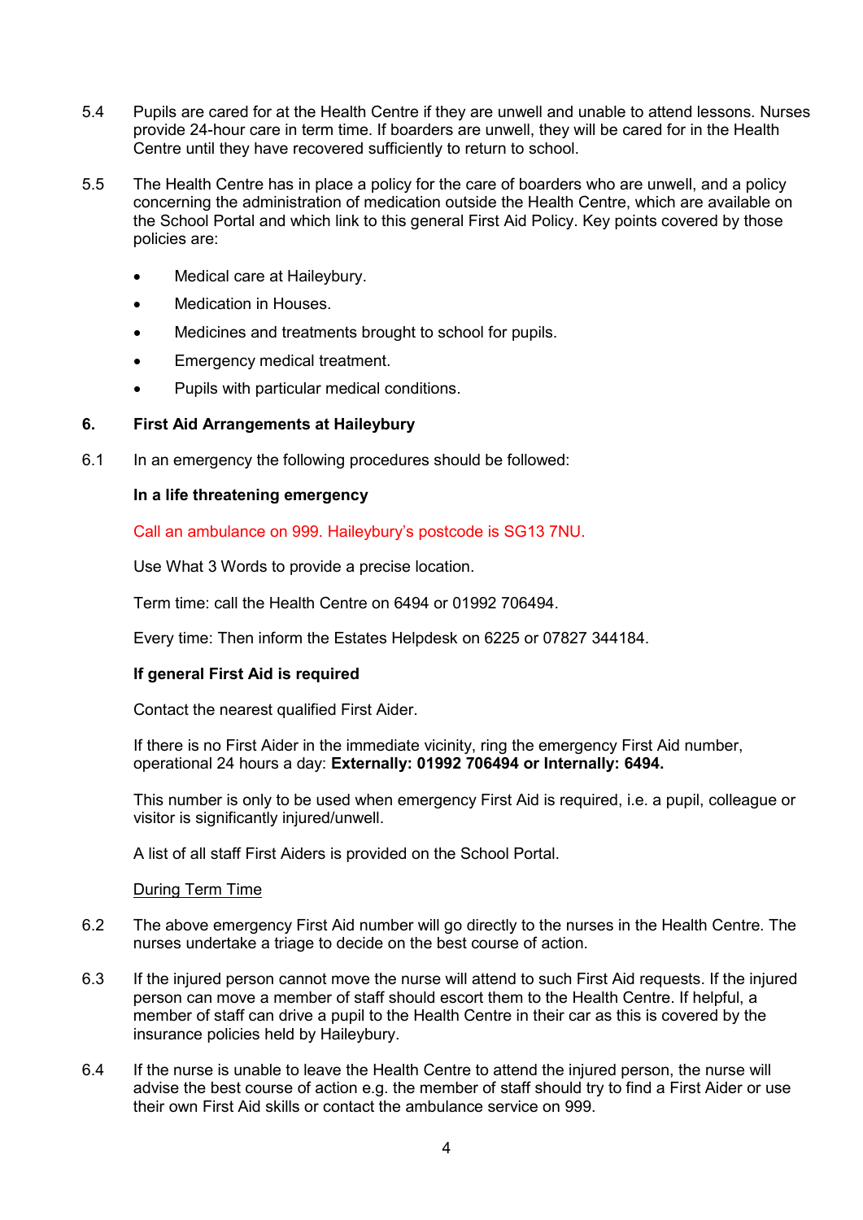5.4 Pupils are cared for at the Health Centre if they are unwell and unable to attend lessons. Nurses provide 24-hour care in term time. If boarders are unwell, they will be cared for in the Health Centre until they have recovered sufficiently to return to school.

5.5 The Health Centre has in place a policy for the care of boarders who are unwell, and a policy concerning the administration of medication outside the Health Centre, which are available on the School Portal and which link to this general First Aid Policy. Key points covered by those policies are:

- Medical care at Haileybury.
- Medication in Houses.
- Medicines and treatments brought to school for pupils.
- Emergency medical treatment.
- Pupils with particular medical conditions.

## 6. First Aid Arrangements at Haileybury

6.1 In an emergency the following procedures should be followed:

**In a life threatening emergency**

Call an ambulance on 999. Haileybury's postcode is SG13 7NU.

Use What 3 Words to provide a precise location.

Term time: call the Health Centre on 6494 or 01992 706494.

Every time: Then inform the Estates Helpdesk on 6225 or 07827 344184.

**If general First Aid is required**

Contact the nearest qualified First Aider.

If there is no First Aider in the immediate vicinity, ring the emergency First Aid number, operational 24 hours a day: **Externally: 01992 706494 or Internally: 6494.**

This number is only to be used when emergency First Aid is required, i.e. a pupil, colleague or visitor is significantly injured/unwell.

A list of all staff First Aiders is provided on the School Portal.

<u>During Term Time</u>

6.2 The above emergency First Aid number will go directly to the nurses in the Health Centre. The nurses undertake a triage to decide on the best course of action.

6.3 If the injured person cannot move the nurse will attend to such First Aid requests. If the injured person can move a member of staff should escort them to the Health Centre. If helpful, a member of staff can drive a pupil to the Health Centre in their car as this is covered by the insurance policies held by Haileybury.

6.4 If the nurse is unable to leave the Health Centre to attend the injured person, the nurse will advise the best course of action e.g. the member of staff should try to find a First Aider or use their own First Aid skills or contact the ambulance service on 999.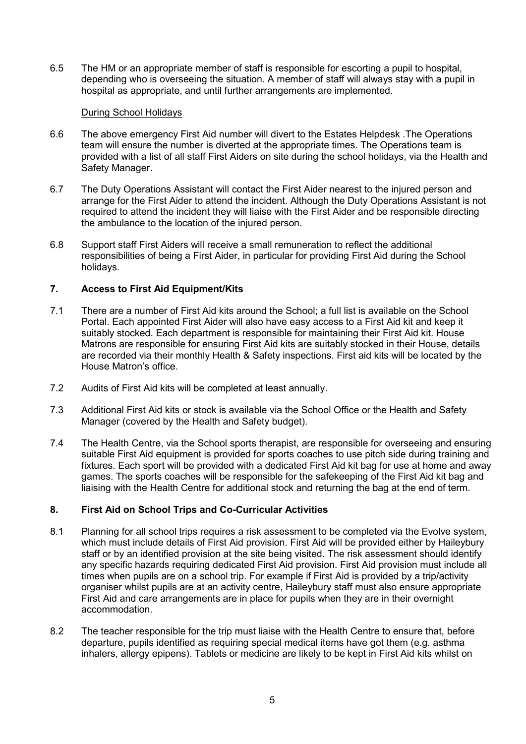6.5 The HM or an appropriate member of staff is responsible for escorting a pupil to hospital, depending who is overseeing the situation. A member of staff will always stay with a pupil in hospital as appropriate, and until further arrangements are implemented.

During School Holidays

6.6 The above emergency First Aid number will divert to the Estates Helpdesk .The Operations team will ensure the number is diverted at the appropriate times. The Operations team is provided with a list of all staff First Aiders on site during the school holidays, via the Health and Safety Manager.

6.7 The Duty Operations Assistant will contact the First Aider nearest to the injured person and arrange for the First Aider to attend the incident. Although the Duty Operations Assistant is not required to attend the incident they will liaise with the First Aider and be responsible directing the ambulance to the location of the injured person.

6.8 Support staff First Aiders will receive a small remuneration to reflect the additional responsibilities of being a First Aider, in particular for providing First Aid during the School holidays.

## 7. Access to First Aid Equipment/Kits

7.1 There are a number of First Aid kits around the School; a full list is available on the School Portal. Each appointed First Aider will also have easy access to a First Aid kit and keep it suitably stocked. Each department is responsible for maintaining their First Aid kit. House Matrons are responsible for ensuring First Aid kits are suitably stocked in their House, details are recorded via their monthly Health & Safety inspections. First aid kits will be located by the House Matron's office.

7.2 Audits of First Aid kits will be completed at least annually.

7.3 Additional First Aid kits or stock is available via the School Office or the Health and Safety Manager (covered by the Health and Safety budget).

7.4 The Health Centre, via the School sports therapist, are responsible for overseeing and ensuring suitable First Aid equipment is provided for sports coaches to use pitch side during training and fixtures. Each sport will be provided with a dedicated First Aid kit bag for use at home and away games. The sports coaches will be responsible for the safekeeping of the First Aid kit bag and liaising with the Health Centre for additional stock and returning the bag at the end of term.

## 8. First Aid on School Trips and Co-Curricular Activities

8.1 Planning for all school trips requires a risk assessment to be completed via the Evolve system, which must include details of First Aid provision. First Aid will be provided either by Haileybury staff or by an identified provision at the site being visited. The risk assessment should identify any specific hazards requiring dedicated First Aid provision. First Aid provision must include all times when pupils are on a school trip. For example if First Aid is provided by a trip/activity organiser whilst pupils are at an activity centre, Haileybury staff must also ensure appropriate First Aid and care arrangements are in place for pupils when they are in their overnight accommodation.

8.2 The teacher responsible for the trip must liaise with the Health Centre to ensure that, before departure, pupils identified as requiring special medical items have got them (e.g. asthma inhalers, allergy epipens). Tablets or medicine are likely to be kept in First Aid kits whilst on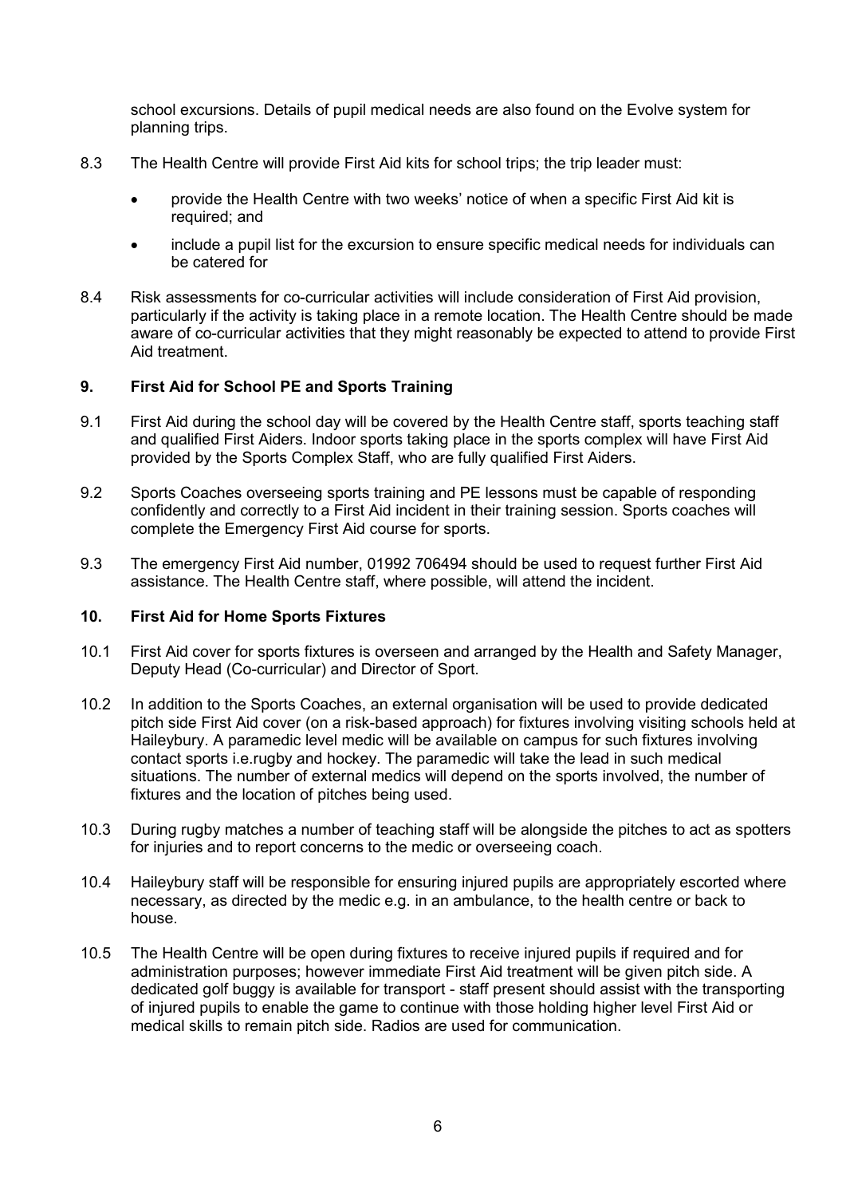school excursions. Details of pupil medical needs are also found on the Evolve system for planning trips.

8.3 The Health Centre will provide First Aid kits for school trips; the trip leader must:

- provide the Health Centre with two weeks' notice of when a specific First Aid kit is required; and
- include a pupil list for the excursion to ensure specific medical needs for individuals can be catered for

8.4 Risk assessments for co-curricular activities will include consideration of First Aid provision, particularly if the activity is taking place in a remote location. The Health Centre should be made aware of co-curricular activities that they might reasonably be expected to attend to provide First Aid treatment.

## 9. First Aid for School PE and Sports Training

9.1 First Aid during the school day will be covered by the Health Centre staff, sports teaching staff and qualified First Aiders. Indoor sports taking place in the sports complex will have First Aid provided by the Sports Complex Staff, who are fully qualified First Aiders.

9.2 Sports Coaches overseeing sports training and PE lessons must be capable of responding confidently and correctly to a First Aid incident in their training session. Sports coaches will complete the Emergency First Aid course for sports.

9.3 The emergency First Aid number, 01992 706494 should be used to request further First Aid assistance. The Health Centre staff, where possible, will attend the incident.

## 10. First Aid for Home Sports Fixtures

10.1 First Aid cover for sports fixtures is overseen and arranged by the Health and Safety Manager, Deputy Head (Co-curricular) and Director of Sport.

10.2 In addition to the Sports Coaches, an external organisation will be used to provide dedicated pitch side First Aid cover (on a risk-based approach) for fixtures involving visiting schools held at Haileybury. A paramedic level medic will be available on campus for such fixtures involving contact sports i.e.rugby and hockey. The paramedic will take the lead in such medical situations. The number of external medics will depend on the sports involved, the number of fixtures and the location of pitches being used.

10.3 During rugby matches a number of teaching staff will be alongside the pitches to act as spotters for injuries and to report concerns to the medic or overseeing coach.

10.4 Haileybury staff will be responsible for ensuring injured pupils are appropriately escorted where necessary, as directed by the medic e.g. in an ambulance, to the health centre or back to house.

10.5 The Health Centre will be open during fixtures to receive injured pupils if required and for administration purposes; however immediate First Aid treatment will be given pitch side. A dedicated golf buggy is available for transport - staff present should assist with the transporting of injured pupils to enable the game to continue with those holding higher level First Aid or medical skills to remain pitch side. Radios are used for communication.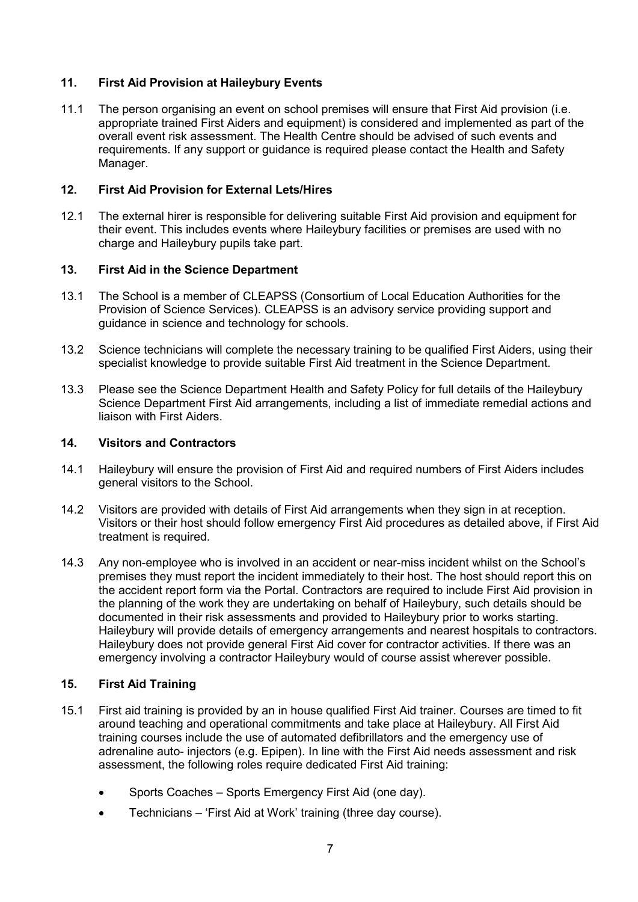## 11. First Aid Provision at Haileybury Events

11.1 The person organising an event on school premises will ensure that First Aid provision (i.e. appropriate trained First Aiders and equipment) is considered and implemented as part of the overall event risk assessment. The Health Centre should be advised of such events and requirements. If any support or guidance is required please contact the Health and Safety Manager.

## 12. First Aid Provision for External Lets/Hires

12.1 The external hirer is responsible for delivering suitable First Aid provision and equipment for their event. This includes events where Haileybury facilities or premises are used with no charge and Haileybury pupils take part.

## 13. First Aid in the Science Department

13.1 The School is a member of CLEAPSS (Consortium of Local Education Authorities for the Provision of Science Services). CLEAPSS is an advisory service providing support and guidance in science and technology for schools.

13.2 Science technicians will complete the necessary training to be qualified First Aiders, using their specialist knowledge to provide suitable First Aid treatment in the Science Department.

13.3 Please see the Science Department Health and Safety Policy for full details of the Haileybury Science Department First Aid arrangements, including a list of immediate remedial actions and liaison with First Aiders.

## 14. Visitors and Contractors

14.1 Haileybury will ensure the provision of First Aid and required numbers of First Aiders includes general visitors to the School.

14.2 Visitors are provided with details of First Aid arrangements when they sign in at reception. Visitors or their host should follow emergency First Aid procedures as detailed above, if First Aid treatment is required.

14.3 Any non-employee who is involved in an accident or near-miss incident whilst on the School's premises they must report the incident immediately to their host. The host should report this on the accident report form via the Portal. Contractors are required to include First Aid provision in the planning of the work they are undertaking on behalf of Haileybury, such details should be documented in their risk assessments and provided to Haileybury prior to works starting. Haileybury will provide details of emergency arrangements and nearest hospitals to contractors. Haileybury does not provide general First Aid cover for contractor activities. If there was an emergency involving a contractor Haileybury would of course assist wherever possible.

## 15. First Aid Training

15.1 First aid training is provided by an in house qualified First Aid trainer. Courses are timed to fit around teaching and operational commitments and take place at Haileybury. All First Aid training courses include the use of automated defibrillators and the emergency use of adrenaline auto- injectors (e.g. Epipen). In line with the First Aid needs assessment and risk assessment, the following roles require dedicated First Aid training:

- Sports Coaches – Sports Emergency First Aid (one day).
- Technicians – 'First Aid at Work' training (three day course).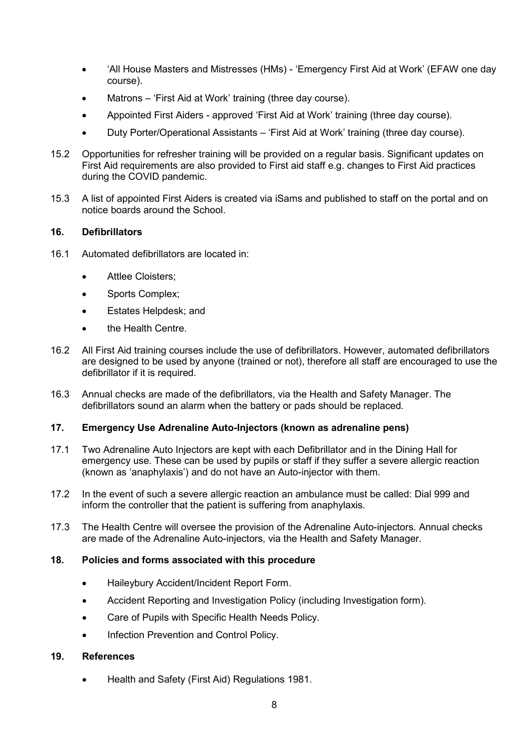- 'All House Masters and Mistresses (HMs) - 'Emergency First Aid at Work' (EFAW one day course).
- Matrons – 'First Aid at Work' training (three day course).
- Appointed First Aiders - approved 'First Aid at Work' training (three day course).
- Duty Porter/Operational Assistants – 'First Aid at Work' training (three day course).

15.2 Opportunities for refresher training will be provided on a regular basis. Significant updates on First Aid requirements are also provided to First aid staff e.g. changes to First Aid practices during the COVID pandemic.

15.3 A list of appointed First Aiders is created via iSams and published to staff on the portal and on notice boards around the School.

## 16. Defibrillators

16.1 Automated defibrillators are located in:

- Attlee Cloisters;
- Sports Complex;
- Estates Helpdesk; and
- the Health Centre.

16.2 All First Aid training courses include the use of defibrillators. However, automated defibrillators are designed to be used by anyone (trained or not), therefore all staff are encouraged to use the defibrillator if it is required.

16.3 Annual checks are made of the defibrillators, via the Health and Safety Manager. The defibrillators sound an alarm when the battery or pads should be replaced.

## 17. Emergency Use Adrenaline Auto-Injectors (known as adrenaline pens)

17.1 Two Adrenaline Auto Injectors are kept with each Defibrillator and in the Dining Hall for emergency use. These can be used by pupils or staff if they suffer a severe allergic reaction (known as 'anaphylaxis') and do not have an Auto-injector with them.

17.2 In the event of such a severe allergic reaction an ambulance must be called: Dial 999 and inform the controller that the patient is suffering from anaphylaxis.

17.3 The Health Centre will oversee the provision of the Adrenaline Auto-injectors. Annual checks are made of the Adrenaline Auto-injectors, via the Health and Safety Manager.

## 18. Policies and forms associated with this procedure

- Haileybury Accident/Incident Report Form.
- Accident Reporting and Investigation Policy (including Investigation form).
- Care of Pupils with Specific Health Needs Policy.
- Infection Prevention and Control Policy.

## 19. References

- Health and Safety (First Aid) Regulations 1981.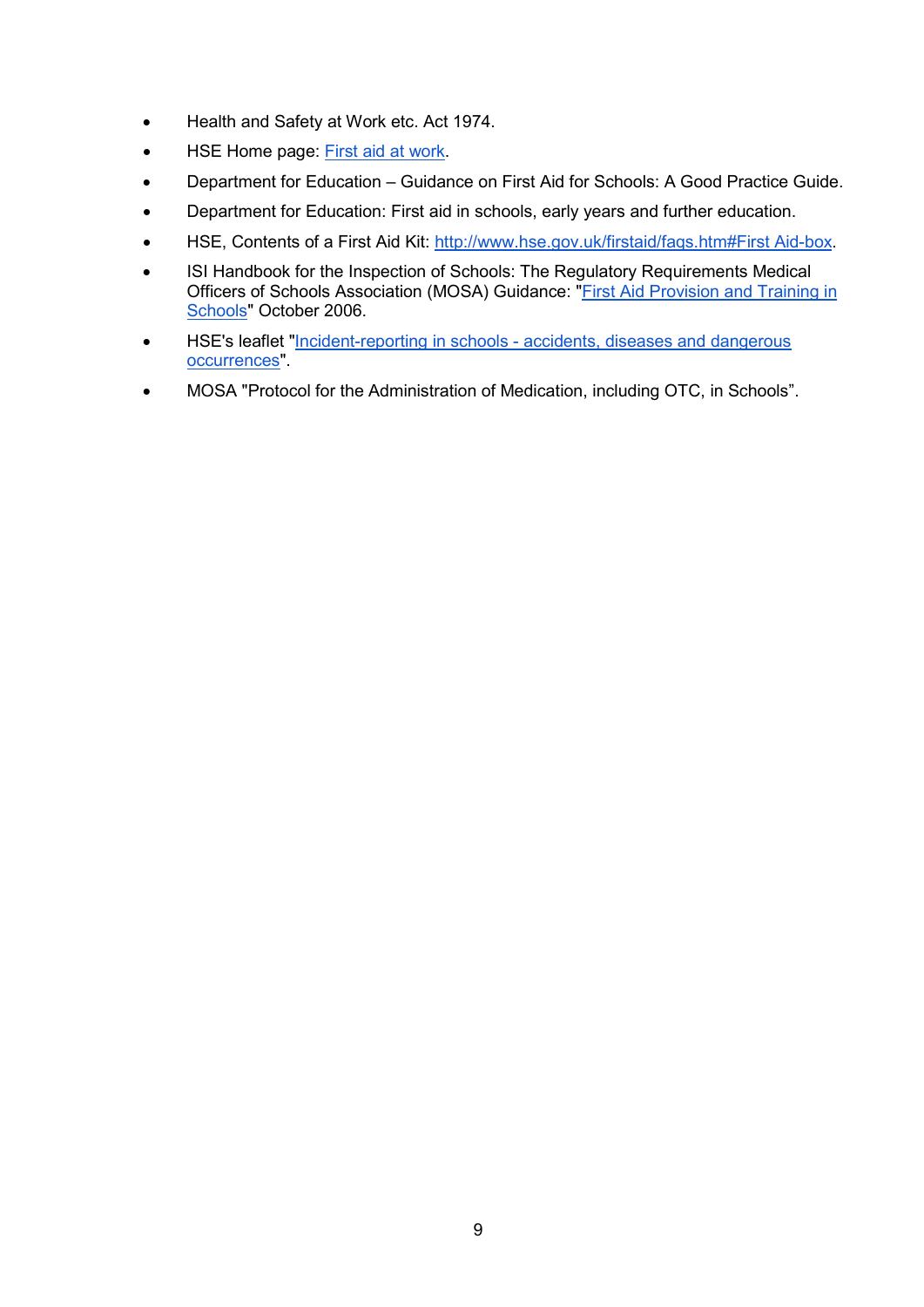- Health and Safety at Work etc. Act 1974.
- HSE Home page: First aid at work.
- Department for Education – Guidance on First Aid for Schools: A Good Practice Guide.
- Department for Education: First aid in schools, early years and further education.
- HSE, Contents of a First Aid Kit: http://www.hse.gov.uk/firstaid/faqs.htm#First Aid-box.
- ISI Handbook for the Inspection of Schools: The Regulatory Requirements Medical Officers of Schools Association (MOSA) Guidance: "First Aid Provision and Training in Schools" October 2006.
- HSE's leaflet "Incident-reporting in schools - accidents, diseases and dangerous occurrences".
- MOSA "Protocol for the Administration of Medication, including OTC, in Schools".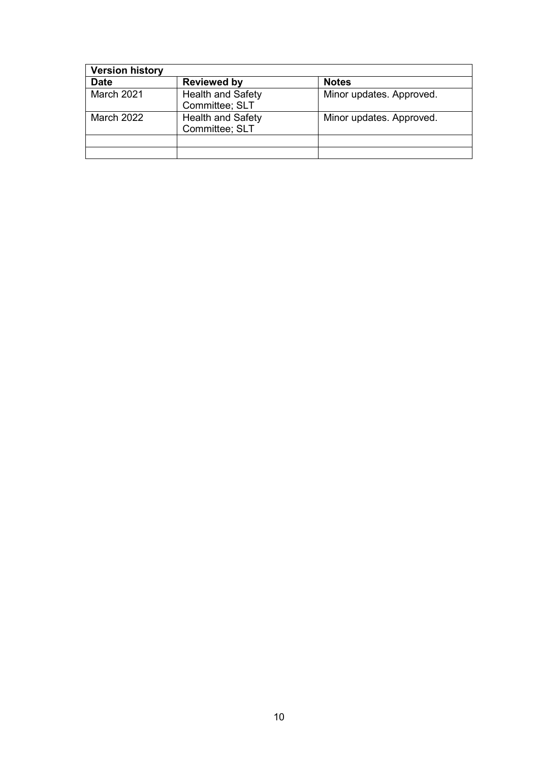| Version history | | |
|---|---|---|
| **Date** | **Reviewed by** | **Notes** |
| March 2021 | Health and Safety Committee; SLT | Minor updates. Approved. |
| March 2022 | Health and Safety Committee; SLT | Minor updates. Approved. |
| | | |
| | | |